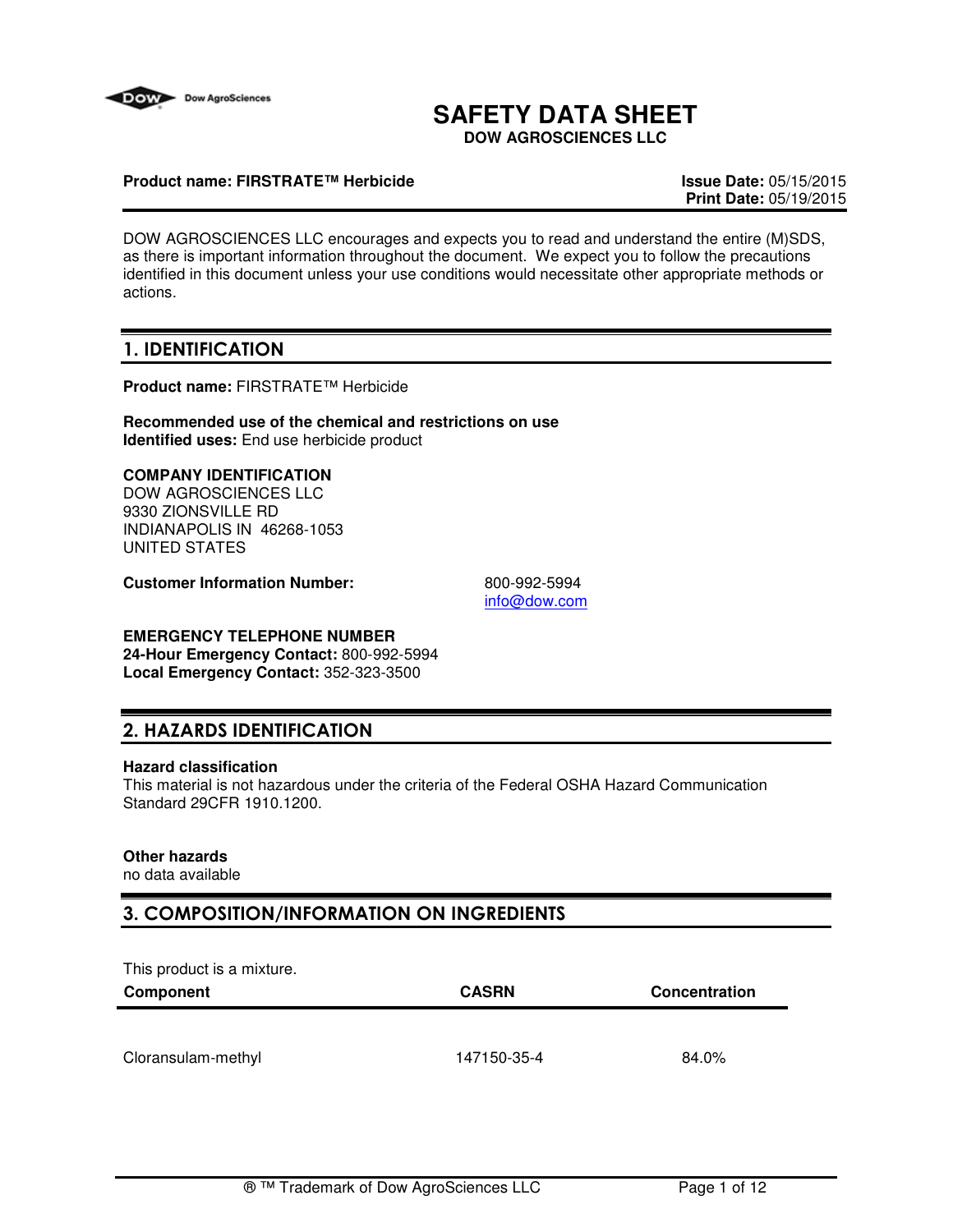# SAFETY DATA SHEET

**DOW AGROSCIENCES LLC**

**Product name: FIRSTRATE™ Herbicide**

**Issue Date:** 05/15/2015
**Print Date:** 05/19/2015

DOW AGROSCIENCES LLC encourages and expects you to read and understand the entire (M)SDS, as there is important information throughout the document. We expect you to follow the precautions identified in this document unless your use conditions would necessitate other appropriate methods or actions.

## 1. IDENTIFICATION

**Product name:** FIRSTRATE™ Herbicide

**Recommended use of the chemical and restrictions on use**
**Identified uses:** End use herbicide product

**COMPANY IDENTIFICATION**
DOW AGROSCIENCES LLC
9330 ZIONSVILLE RD
INDIANAPOLIS IN 46268-1053
UNITED STATES

**Customer Information Number:** 800-992-5994
info@dow.com

**EMERGENCY TELEPHONE NUMBER**
**24-Hour Emergency Contact:** 800-992-5994
**Local Emergency Contact:** 352-323-3500

## 2. HAZARDS IDENTIFICATION

**Hazard classification**
This material is not hazardous under the criteria of the Federal OSHA Hazard Communication Standard 29CFR 1910.1200.

**Other hazards**
no data available

## 3. COMPOSITION/INFORMATION ON INGREDIENTS

This product is a mixture.

| Component | CASRN | Concentration |
|---|---|---|
| Cloransulam-methyl | 147150-35-4 | 84.0% |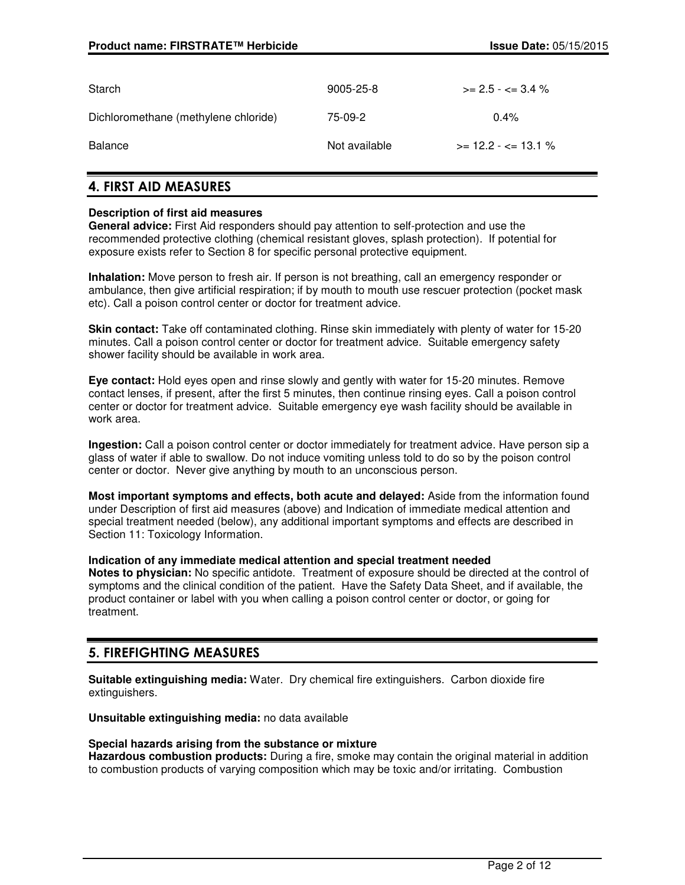| | | |
|---|---|---|
| Starch | 9005-25-8 | >= 2.5 - <= 3.4 % |
| Dichloromethane (methylene chloride) | 75-09-2 | 0.4% |
| Balance | Not available | >= 12.2 - <= 13.1 % |

## 4. FIRST AID MEASURES

**Description of first aid measures**

**General advice:** First Aid responders should pay attention to self-protection and use the recommended protective clothing (chemical resistant gloves, splash protection). If potential for exposure exists refer to Section 8 for specific personal protective equipment.

**Inhalation:** Move person to fresh air. If person is not breathing, call an emergency responder or ambulance, then give artificial respiration; if by mouth to mouth use rescuer protection (pocket mask etc). Call a poison control center or doctor for treatment advice.

**Skin contact:** Take off contaminated clothing. Rinse skin immediately with plenty of water for 15-20 minutes. Call a poison control center or doctor for treatment advice. Suitable emergency safety shower facility should be available in work area.

**Eye contact:** Hold eyes open and rinse slowly and gently with water for 15-20 minutes. Remove contact lenses, if present, after the first 5 minutes, then continue rinsing eyes. Call a poison control center or doctor for treatment advice. Suitable emergency eye wash facility should be available in work area.

**Ingestion:** Call a poison control center or doctor immediately for treatment advice. Have person sip a glass of water if able to swallow. Do not induce vomiting unless told to do so by the poison control center or doctor. Never give anything by mouth to an unconscious person.

**Most important symptoms and effects, both acute and delayed:** Aside from the information found under Description of first aid measures (above) and Indication of immediate medical attention and special treatment needed (below), any additional important symptoms and effects are described in Section 11: Toxicology Information.

**Indication of any immediate medical attention and special treatment needed**

**Notes to physician:** No specific antidote. Treatment of exposure should be directed at the control of symptoms and the clinical condition of the patient. Have the Safety Data Sheet, and if available, the product container or label with you when calling a poison control center or doctor, or going for treatment.

## 5. FIREFIGHTING MEASURES

**Suitable extinguishing media:** Water. Dry chemical fire extinguishers. Carbon dioxide fire extinguishers.

**Unsuitable extinguishing media:** no data available

**Special hazards arising from the substance or mixture**

**Hazardous combustion products:** During a fire, smoke may contain the original material in addition to combustion products of varying composition which may be toxic and/or irritating. Combustion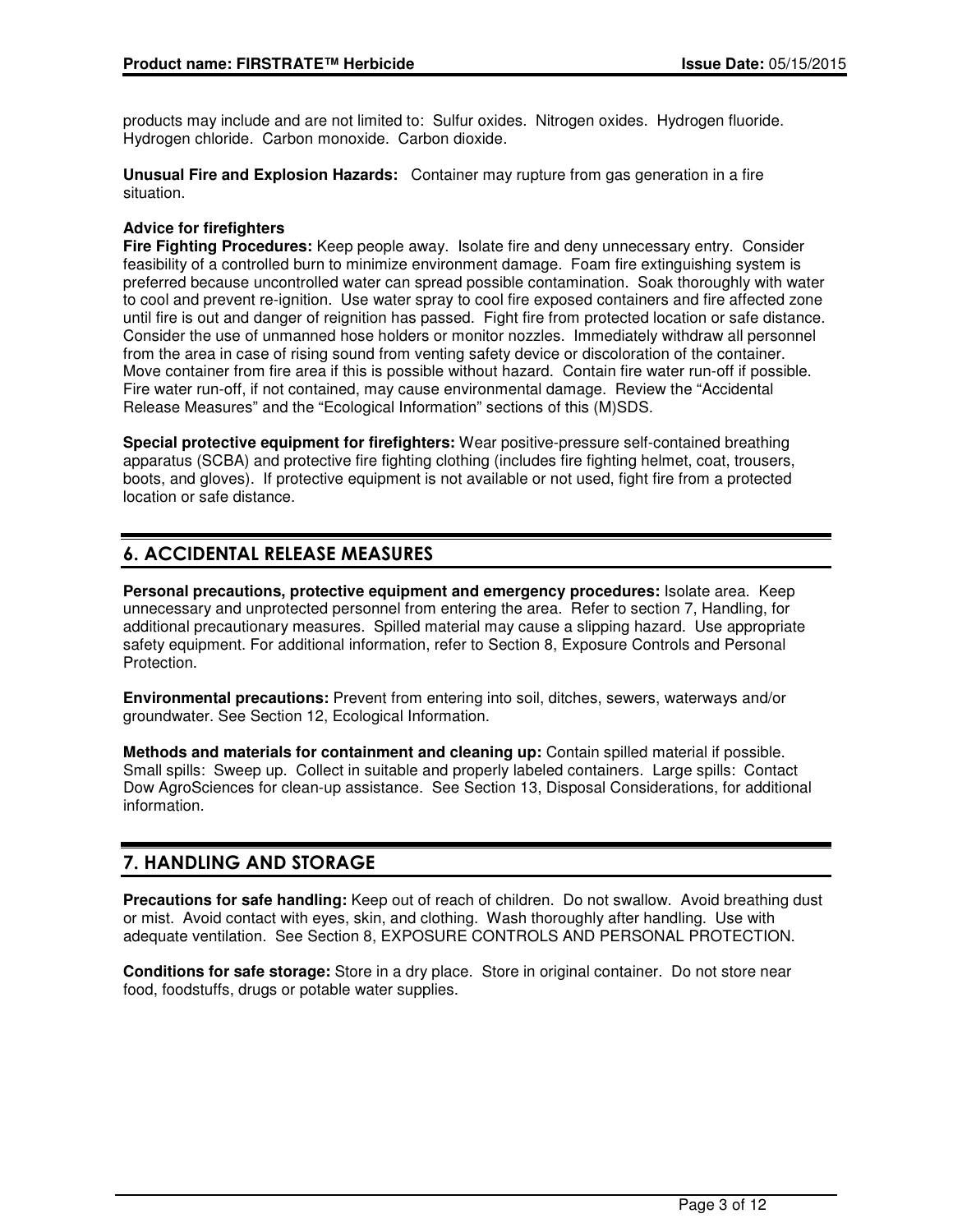products may include and are not limited to:  Sulfur oxides.  Nitrogen oxides.  Hydrogen fluoride.  Hydrogen chloride.  Carbon monoxide.  Carbon dioxide.

**Unusual Fire and Explosion Hazards:** Container may rupture from gas generation in a fire situation.

**Advice for firefighters**

**Fire Fighting Procedures:** Keep people away.  Isolate fire and deny unnecessary entry.  Consider feasibility of a controlled burn to minimize environment damage.  Foam fire extinguishing system is preferred because uncontrolled water can spread possible contamination.  Soak thoroughly with water to cool and prevent re-ignition.  Use water spray to cool fire exposed containers and fire affected zone until fire is out and danger of reignition has passed.  Fight fire from protected location or safe distance.  Consider the use of unmanned hose holders or monitor nozzles.  Immediately withdraw all personnel from the area in case of rising sound from venting safety device or discoloration of the container.  Move container from fire area if this is possible without hazard.  Contain fire water run-off if possible.  Fire water run-off, if not contained, may cause environmental damage.  Review the "Accidental Release Measures" and the "Ecological Information" sections of this (M)SDS.

**Special protective equipment for firefighters:** Wear positive-pressure self-contained breathing apparatus (SCBA) and protective fire fighting clothing (includes fire fighting helmet, coat, trousers, boots, and gloves).  If protective equipment is not available or not used, fight fire from a protected location or safe distance.

## 6. ACCIDENTAL RELEASE MEASURES

**Personal precautions, protective equipment and emergency procedures:** Isolate area.  Keep unnecessary and unprotected personnel from entering the area.  Refer to section 7, Handling, for additional precautionary measures.  Spilled material may cause a slipping hazard.  Use appropriate safety equipment. For additional information, refer to Section 8, Exposure Controls and Personal Protection.

**Environmental precautions:** Prevent from entering into soil, ditches, sewers, waterways and/or groundwater. See Section 12, Ecological Information.

**Methods and materials for containment and cleaning up:** Contain spilled material if possible.  Small spills:  Sweep up.  Collect in suitable and properly labeled containers.  Large spills:  Contact Dow AgroSciences for clean-up assistance.  See Section 13, Disposal Considerations, for additional information.

## 7. HANDLING AND STORAGE

**Precautions for safe handling:** Keep out of reach of children.  Do not swallow.  Avoid breathing dust or mist.  Avoid contact with eyes, skin, and clothing.  Wash thoroughly after handling.  Use with adequate ventilation.  See Section 8, EXPOSURE CONTROLS AND PERSONAL PROTECTION.

**Conditions for safe storage:** Store in a dry place.  Store in original container.  Do not store near food, foodstuffs, drugs or potable water supplies.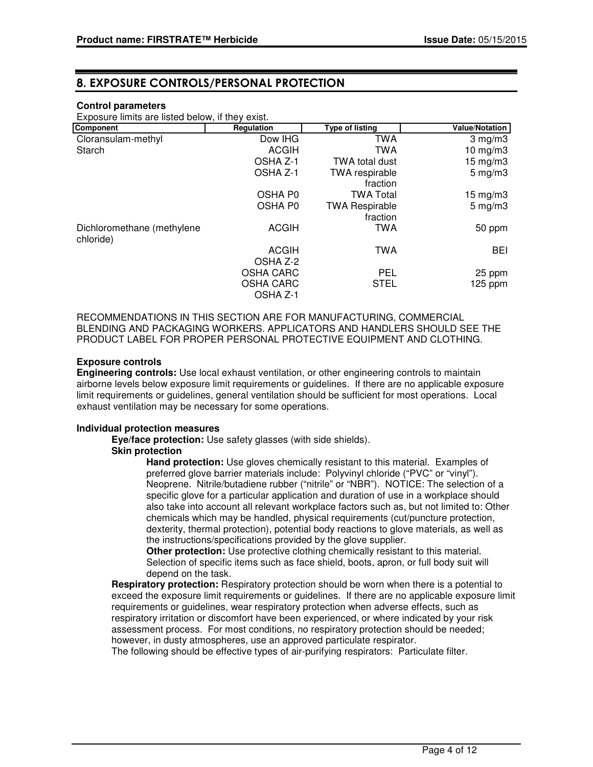## 8. EXPOSURE CONTROLS/PERSONAL PROTECTION

**Control parameters**

Exposure limits are listed below, if they exist.

| Component | Regulation | Type of listing | Value/Notation |
|---|---|---|---|
| Cloransulam-methyl | Dow IHG | TWA | 3 mg/m3 |
| Starch | ACGIH | TWA | 10 mg/m3 |
| | OSHA Z-1 | TWA total dust | 15 mg/m3 |
| | OSHA Z-1 | TWA respirable fraction | 5 mg/m3 |
| | OSHA P0 | TWA Total | 15 mg/m3 |
| | OSHA P0 | TWA Respirable fraction | 5 mg/m3 |
| Dichloromethane (methylene chloride) | ACGIH | TWA | 50 ppm |
| | ACGIH | TWA | BEI |
| | OSHA Z-2 | | |
| | OSHA CARC | PEL | 25 ppm |
| | OSHA CARC | STEL | 125 ppm |
| | OSHA Z-1 | | |

RECOMMENDATIONS IN THIS SECTION ARE FOR MANUFACTURING, COMMERCIAL BLENDING AND PACKAGING WORKERS. APPLICATORS AND HANDLERS SHOULD SEE THE PRODUCT LABEL FOR PROPER PERSONAL PROTECTIVE EQUIPMENT AND CLOTHING.

**Exposure controls**

**Engineering controls:** Use local exhaust ventilation, or other engineering controls to maintain airborne levels below exposure limit requirements or guidelines. If there are no applicable exposure limit requirements or guidelines, general ventilation should be sufficient for most operations. Local exhaust ventilation may be necessary for some operations.

**Individual protection measures**

**Eye/face protection:** Use safety glasses (with side shields).

**Skin protection**

**Hand protection:** Use gloves chemically resistant to this material. Examples of preferred glove barrier materials include: Polyvinyl chloride ("PVC" or "vinyl"). Neoprene. Nitrile/butadiene rubber ("nitrile" or "NBR"). NOTICE: The selection of a specific glove for a particular application and duration of use in a workplace should also take into account all relevant workplace factors such as, but not limited to: Other chemicals which may be handled, physical requirements (cut/puncture protection, dexterity, thermal protection), potential body reactions to glove materials, as well as the instructions/specifications provided by the glove supplier.

**Other protection:** Use protective clothing chemically resistant to this material. Selection of specific items such as face shield, boots, apron, or full body suit will depend on the task.

**Respiratory protection:** Respiratory protection should be worn when there is a potential to exceed the exposure limit requirements or guidelines. If there are no applicable exposure limit requirements or guidelines, wear respiratory protection when adverse effects, such as respiratory irritation or discomfort have been experienced, or where indicated by your risk assessment process. For most conditions, no respiratory protection should be needed; however, in dusty atmospheres, use an approved particulate respirator.

The following should be effective types of air-purifying respirators: Particulate filter.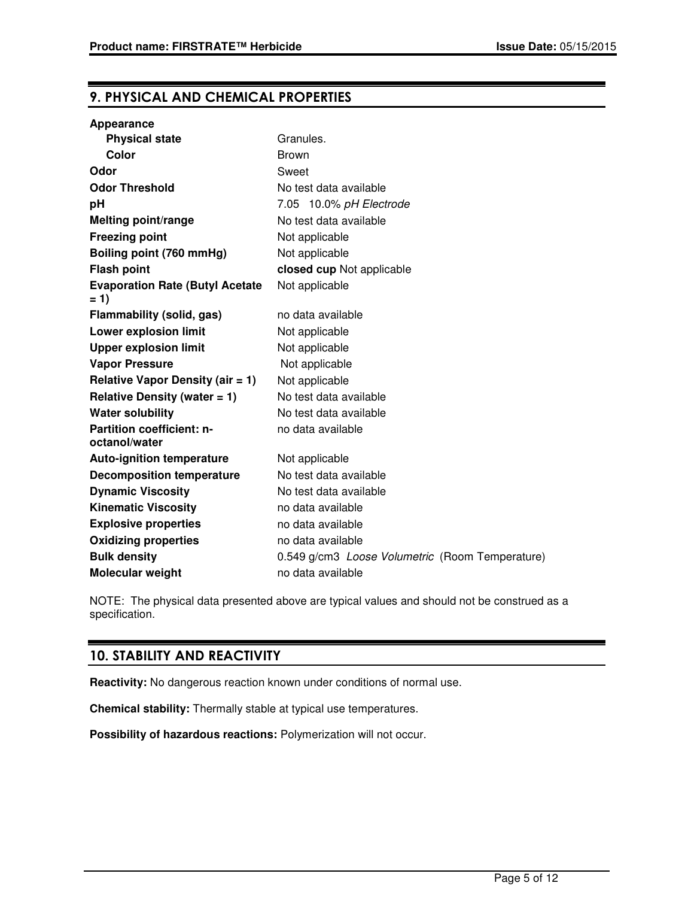## 9. PHYSICAL AND CHEMICAL PROPERTIES

| Property | Value |
|---|---|
| **Appearance** | |
| **Physical state** | Granules. |
| **Color** | Brown |
| **Odor** | Sweet |
| **Odor Threshold** | No test data available |
| **pH** | 7.05 10.0% *pH Electrode* |
| **Melting point/range** | No test data available |
| **Freezing point** | Not applicable |
| **Boiling point (760 mmHg)** | Not applicable |
| **Flash point** | **closed cup** Not applicable |
| **Evaporation Rate (Butyl Acetate = 1)** | Not applicable |
| **Flammability (solid, gas)** | no data available |
| **Lower explosion limit** | Not applicable |
| **Upper explosion limit** | Not applicable |
| **Vapor Pressure** | Not applicable |
| **Relative Vapor Density (air = 1)** | Not applicable |
| **Relative Density (water = 1)** | No test data available |
| **Water solubility** | No test data available |
| **Partition coefficient: n-octanol/water** | no data available |
| **Auto-ignition temperature** | Not applicable |
| **Decomposition temperature** | No test data available |
| **Dynamic Viscosity** | No test data available |
| **Kinematic Viscosity** | no data available |
| **Explosive properties** | no data available |
| **Oxidizing properties** | no data available |
| **Bulk density** | 0.549 g/cm3 *Loose Volumetric* (Room Temperature) |
| **Molecular weight** | no data available |

NOTE: The physical data presented above are typical values and should not be construed as a specification.

## 10. STABILITY AND REACTIVITY

**Reactivity:** No dangerous reaction known under conditions of normal use.

**Chemical stability:** Thermally stable at typical use temperatures.

**Possibility of hazardous reactions:** Polymerization will not occur.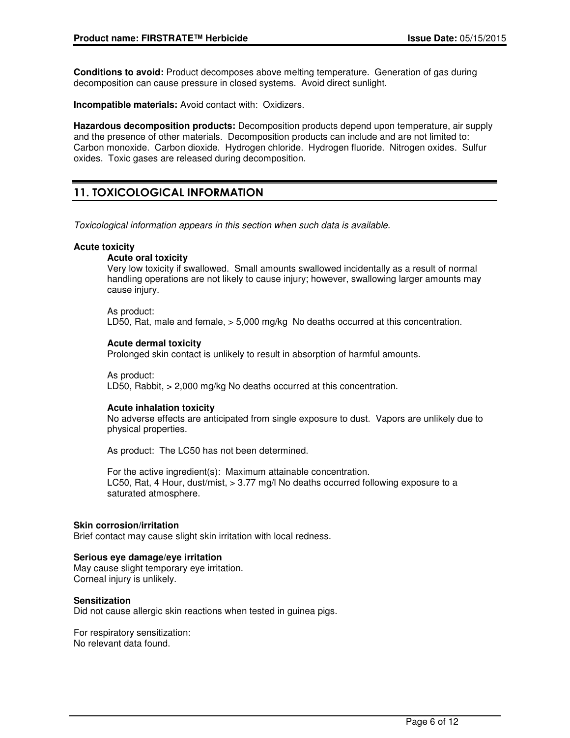**Conditions to avoid:** Product decomposes above melting temperature. Generation of gas during decomposition can cause pressure in closed systems. Avoid direct sunlight.

**Incompatible materials:** Avoid contact with: Oxidizers.

**Hazardous decomposition products:** Decomposition products depend upon temperature, air supply and the presence of other materials. Decomposition products can include and are not limited to: Carbon monoxide. Carbon dioxide. Hydrogen chloride. Hydrogen fluoride. Nitrogen oxides. Sulfur oxides. Toxic gases are released during decomposition.

## 11. TOXICOLOGICAL INFORMATION

*Toxicological information appears in this section when such data is available.*

**Acute toxicity**

**Acute oral toxicity**

Very low toxicity if swallowed. Small amounts swallowed incidentally as a result of normal handling operations are not likely to cause injury; however, swallowing larger amounts may cause injury.

As product:
LD50, Rat, male and female, > 5,000 mg/kg No deaths occurred at this concentration.

**Acute dermal toxicity**

Prolonged skin contact is unlikely to result in absorption of harmful amounts.

As product:
LD50, Rabbit, > 2,000 mg/kg No deaths occurred at this concentration.

**Acute inhalation toxicity**

No adverse effects are anticipated from single exposure to dust. Vapors are unlikely due to physical properties.

As product: The LC50 has not been determined.

For the active ingredient(s): Maximum attainable concentration.
LC50, Rat, 4 Hour, dust/mist, > 3.77 mg/l No deaths occurred following exposure to a saturated atmosphere.

**Skin corrosion/irritation**

Brief contact may cause slight skin irritation with local redness.

**Serious eye damage/eye irritation**

May cause slight temporary eye irritation.
Corneal injury is unlikely.

**Sensitization**

Did not cause allergic skin reactions when tested in guinea pigs.

For respiratory sensitization:
No relevant data found.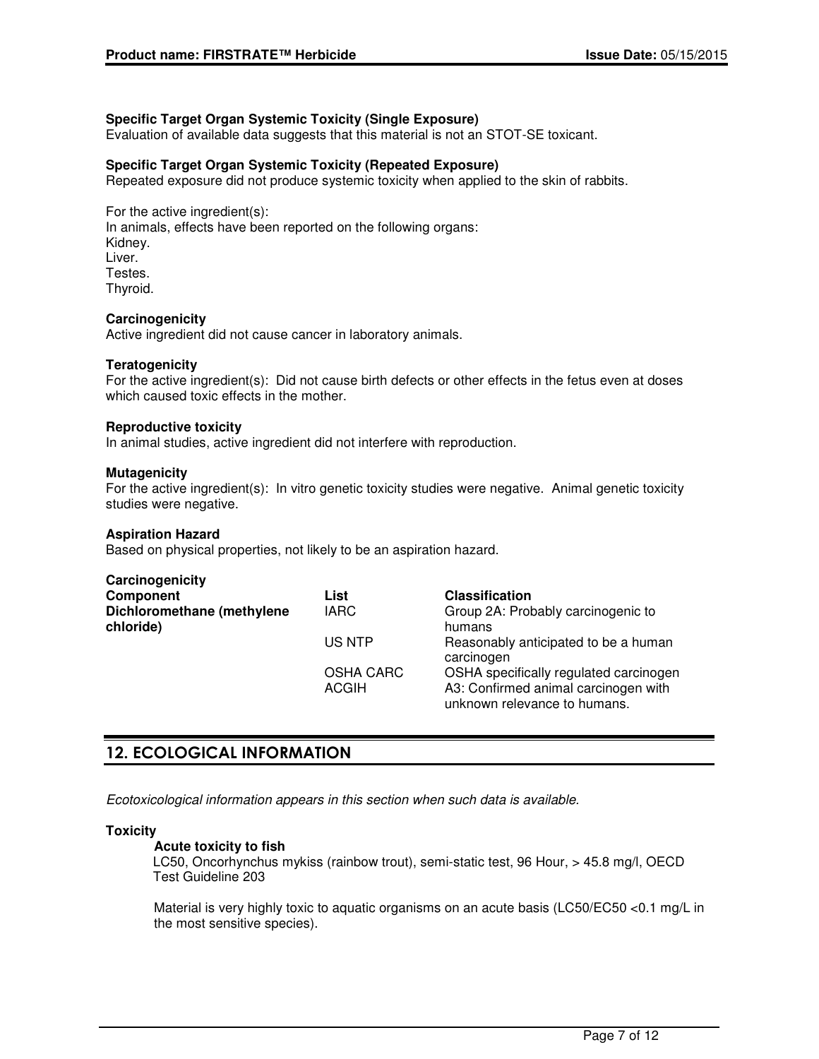**Specific Target Organ Systemic Toxicity (Single Exposure)**
Evaluation of available data suggests that this material is not an STOT-SE toxicant.

**Specific Target Organ Systemic Toxicity (Repeated Exposure)**
Repeated exposure did not produce systemic toxicity when applied to the skin of rabbits.

For the active ingredient(s):
In animals, effects have been reported on the following organs:
Kidney.
Liver.
Testes.
Thyroid.

**Carcinogenicity**
Active ingredient did not cause cancer in laboratory animals.

**Teratogenicity**
For the active ingredient(s): Did not cause birth defects or other effects in the fetus even at doses which caused toxic effects in the mother.

**Reproductive toxicity**
In animal studies, active ingredient did not interfere with reproduction.

**Mutagenicity**
For the active ingredient(s): In vitro genetic toxicity studies were negative. Animal genetic toxicity studies were negative.

**Aspiration Hazard**
Based on physical properties, not likely to be an aspiration hazard.

**Carcinogenicity**

| Component | List | Classification |
|---|---|---|
| **Dichloromethane (methylene chloride)** | IARC | Group 2A: Probably carcinogenic to humans |
| | US NTP | Reasonably anticipated to be a human carcinogen |
| | OSHA CARC | OSHA specifically regulated carcinogen |
| | ACGIH | A3: Confirmed animal carcinogen with unknown relevance to humans. |

## 12. ECOLOGICAL INFORMATION

*Ecotoxicological information appears in this section when such data is available.*

**Toxicity**

**Acute toxicity to fish**
LC50, Oncorhynchus mykiss (rainbow trout), semi-static test, 96 Hour, > 45.8 mg/l, OECD Test Guideline 203

Material is very highly toxic to aquatic organisms on an acute basis (LC50/EC50 <0.1 mg/L in the most sensitive species).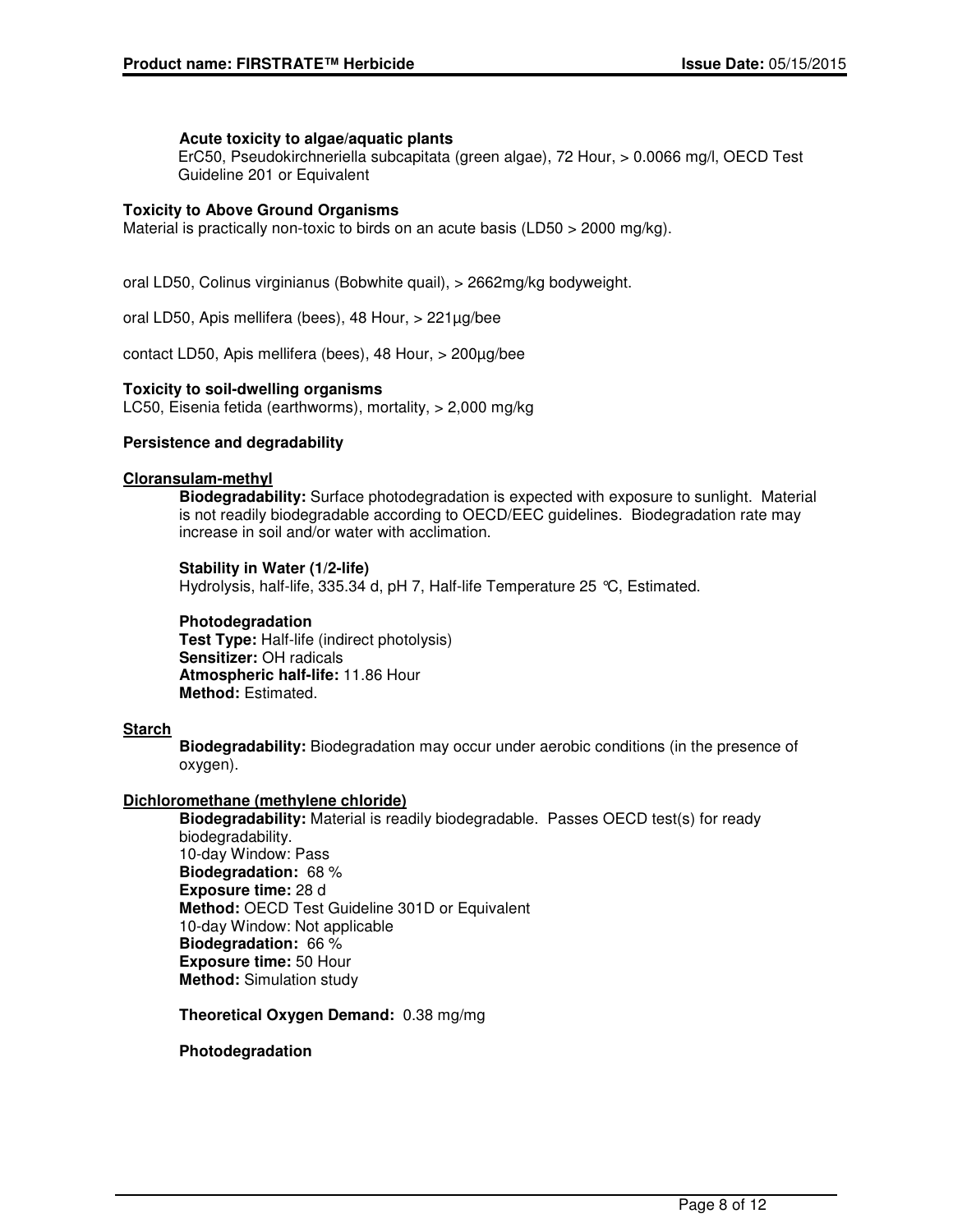**Acute toxicity to algae/aquatic plants**
ErC50, Pseudokirchneriella subcapitata (green algae), 72 Hour, > 0.0066 mg/l, OECD Test Guideline 201 or Equivalent

**Toxicity to Above Ground Organisms**
Material is practically non-toxic to birds on an acute basis (LD50 > 2000 mg/kg).

oral LD50, Colinus virginianus (Bobwhite quail), > 2662mg/kg bodyweight.

oral LD50, Apis mellifera (bees), 48 Hour, > 221µg/bee

contact LD50, Apis mellifera (bees), 48 Hour, > 200µg/bee

**Toxicity to soil-dwelling organisms**
LC50, Eisenia fetida (earthworms), mortality, > 2,000 mg/kg

**Persistence and degradability**

**Cloransulam-methyl**

**Biodegradability:** Surface photodegradation is expected with exposure to sunlight. Material is not readily biodegradable according to OECD/EEC guidelines. Biodegradation rate may increase in soil and/or water with acclimation.

**Stability in Water (1/2-life)**
Hydrolysis, half-life, 335.34 d, pH 7, Half-life Temperature 25 °C, Estimated.

**Photodegradation**
**Test Type:** Half-life (indirect photolysis)
**Sensitizer:** OH radicals
**Atmospheric half-life:** 11.86 Hour
**Method:** Estimated.

**Starch**

**Biodegradability:** Biodegradation may occur under aerobic conditions (in the presence of oxygen).

**Dichloromethane (methylene chloride)**

**Biodegradability:** Material is readily biodegradable. Passes OECD test(s) for ready biodegradability.
10-day Window: Pass
**Biodegradation:** 68 %
**Exposure time:** 28 d
**Method:** OECD Test Guideline 301D or Equivalent
10-day Window: Not applicable
**Biodegradation:** 66 %
**Exposure time:** 50 Hour
**Method:** Simulation study

**Theoretical Oxygen Demand:** 0.38 mg/mg

**Photodegradation**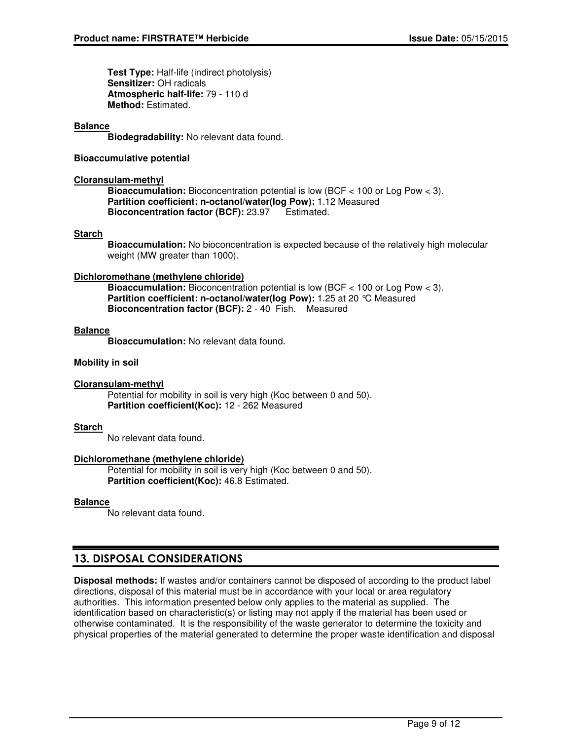**Test Type:** Half-life (indirect photolysis)
**Sensitizer:** OH radicals
**Atmospheric half-life:** 79 - 110 d
**Method:** Estimated.

**Balance**

**Biodegradability:** No relevant data found.

**Bioaccumulative potential**

**Cloransulam-methyl**

**Bioaccumulation:** Bioconcentration potential is low (BCF < 100 or Log Pow < 3).
**Partition coefficient: n-octanol/water(log Pow):** 1.12 Measured
**Bioconcentration factor (BCF):** 23.97 Estimated.

**Starch**

**Bioaccumulation:** No bioconcentration is expected because of the relatively high molecular weight (MW greater than 1000).

**Dichloromethane (methylene chloride)**

**Bioaccumulation:** Bioconcentration potential is low (BCF < 100 or Log Pow < 3).
**Partition coefficient: n-octanol/water(log Pow):** 1.25 at 20 °C Measured
**Bioconcentration factor (BCF):** 2 - 40 Fish. Measured

**Balance**

**Bioaccumulation:** No relevant data found.

**Mobility in soil**

**Cloransulam-methyl**

Potential for mobility in soil is very high (Koc between 0 and 50).
**Partition coefficient(Koc):** 12 - 262 Measured

**Starch**

No relevant data found.

**Dichloromethane (methylene chloride)**

Potential for mobility in soil is very high (Koc between 0 and 50).
**Partition coefficient(Koc):** 46.8 Estimated.

**Balance**

No relevant data found.

## 13. DISPOSAL CONSIDERATIONS

**Disposal methods:** If wastes and/or containers cannot be disposed of according to the product label directions, disposal of this material must be in accordance with your local or area regulatory authorities. This information presented below only applies to the material as supplied. The identification based on characteristic(s) or listing may not apply if the material has been used or otherwise contaminated. It is the responsibility of the waste generator to determine the toxicity and physical properties of the material generated to determine the proper waste identification and disposal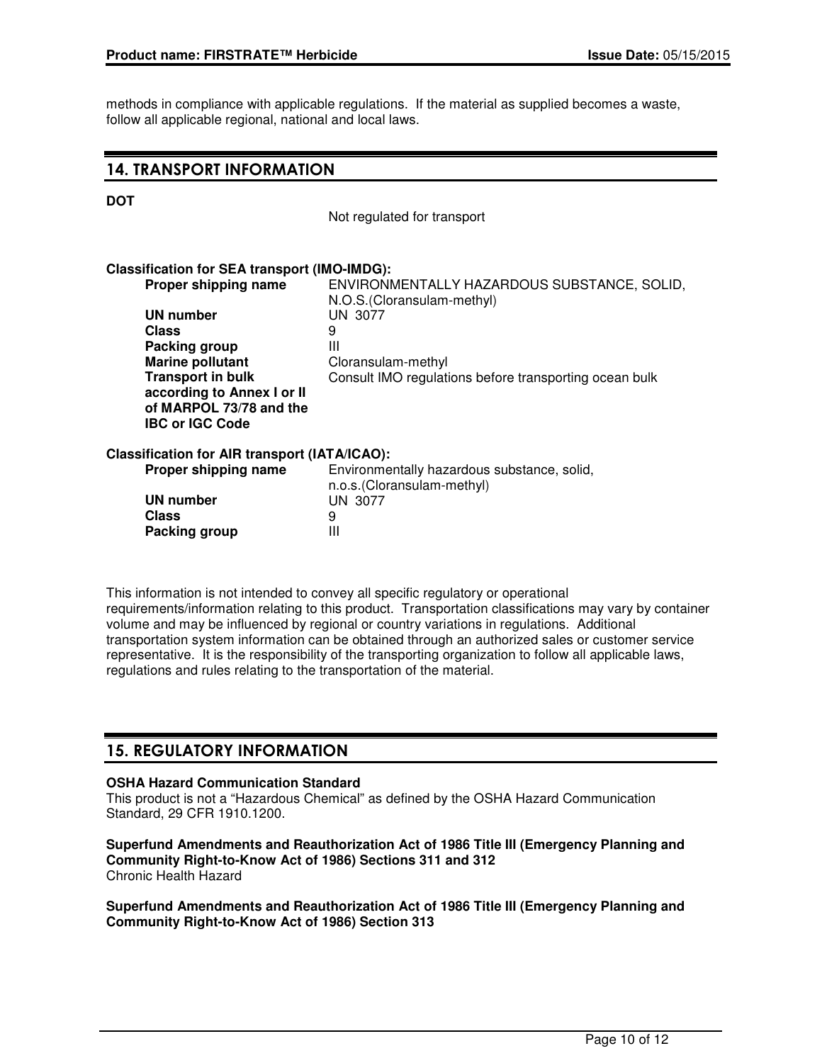methods in compliance with applicable regulations. If the material as supplied becomes a waste, follow all applicable regional, national and local laws.

## 14. TRANSPORT INFORMATION

**DOT**

Not regulated for transport

**Classification for SEA transport (IMO-IMDG):**

| | |
|---|---|
| **Proper shipping name** | ENVIRONMENTALLY HAZARDOUS SUBSTANCE, SOLID, N.O.S.(Cloransulam-methyl) |
| **UN number** | UN 3077 |
| **Class** | 9 |
| **Packing group** | III |
| **Marine pollutant** | Cloransulam-methyl |
| **Transport in bulk according to Annex I or II of MARPOL 73/78 and the IBC or IGC Code** | Consult IMO regulations before transporting ocean bulk |

**Classification for AIR transport (IATA/ICAO):**

| | |
|---|---|
| **Proper shipping name** | Environmentally hazardous substance, solid, n.o.s.(Cloransulam-methyl) |
| **UN number** | UN 3077 |
| **Class** | 9 |
| **Packing group** | III |

This information is not intended to convey all specific regulatory or operational requirements/information relating to this product. Transportation classifications may vary by container volume and may be influenced by regional or country variations in regulations. Additional transportation system information can be obtained through an authorized sales or customer service representative. It is the responsibility of the transporting organization to follow all applicable laws, regulations and rules relating to the transportation of the material.

## 15. REGULATORY INFORMATION

**OSHA Hazard Communication Standard**
This product is not a "Hazardous Chemical" as defined by the OSHA Hazard Communication Standard, 29 CFR 1910.1200.

**Superfund Amendments and Reauthorization Act of 1986 Title III (Emergency Planning and Community Right-to-Know Act of 1986) Sections 311 and 312**
Chronic Health Hazard

**Superfund Amendments and Reauthorization Act of 1986 Title III (Emergency Planning and Community Right-to-Know Act of 1986) Section 313**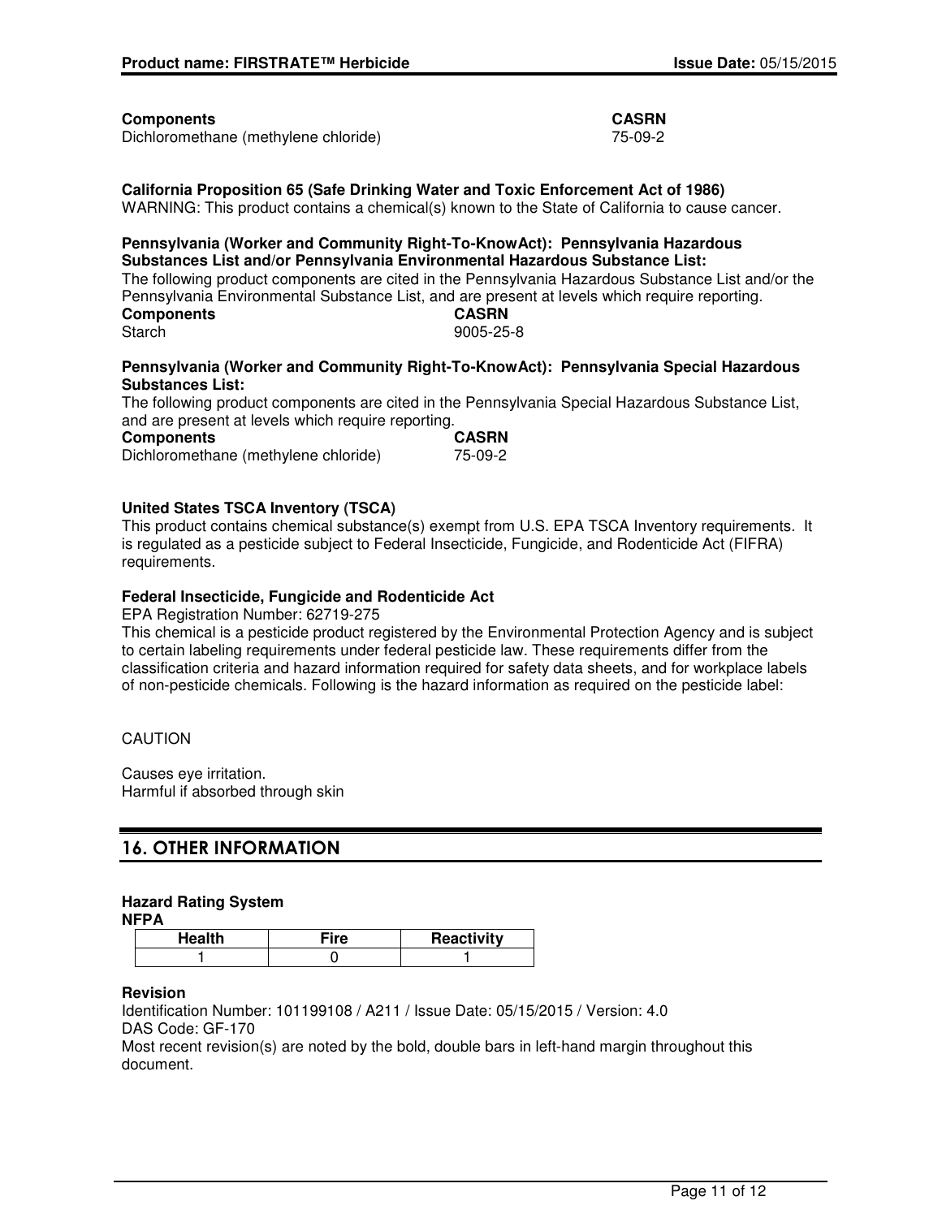| **Components** | **CASRN** |
|---|---|
| Dichloromethane (methylene chloride) | 75-09-2 |

**California Proposition 65 (Safe Drinking Water and Toxic Enforcement Act of 1986)**
WARNING: This product contains a chemical(s) known to the State of California to cause cancer.

**Pennsylvania (Worker and Community Right-To-KnowAct): Pennsylvania Hazardous Substances List and/or Pennsylvania Environmental Hazardous Substance List:**
The following product components are cited in the Pennsylvania Hazardous Substance List and/or the Pennsylvania Environmental Substance List, and are present at levels which require reporting.

| **Components** | **CASRN** |
|---|---|
| Starch | 9005-25-8 |

**Pennsylvania (Worker and Community Right-To-KnowAct): Pennsylvania Special Hazardous Substances List:**
The following product components are cited in the Pennsylvania Special Hazardous Substance List, and are present at levels which require reporting.

| **Components** | **CASRN** |
|---|---|
| Dichloromethane (methylene chloride) | 75-09-2 |

**United States TSCA Inventory (TSCA)**
This product contains chemical substance(s) exempt from U.S. EPA TSCA Inventory requirements. It is regulated as a pesticide subject to Federal Insecticide, Fungicide, and Rodenticide Act (FIFRA) requirements.

**Federal Insecticide, Fungicide and Rodenticide Act**
EPA Registration Number: 62719-275
This chemical is a pesticide product registered by the Environmental Protection Agency and is subject to certain labeling requirements under federal pesticide law. These requirements differ from the classification criteria and hazard information required for safety data sheets, and for workplace labels of non-pesticide chemicals. Following is the hazard information as required on the pesticide label:

CAUTION

Causes eye irritation.
Harmful if absorbed through skin

## 16. OTHER INFORMATION

**Hazard Rating System**
**NFPA**

| Health | Fire | Reactivity |
|---|---|---|
| 1 | 0 | 1 |

**Revision**
Identification Number: 101199108 / A211 / Issue Date: 05/15/2015 / Version: 4.0
DAS Code: GF-170
Most recent revision(s) are noted by the bold, double bars in left-hand margin throughout this document.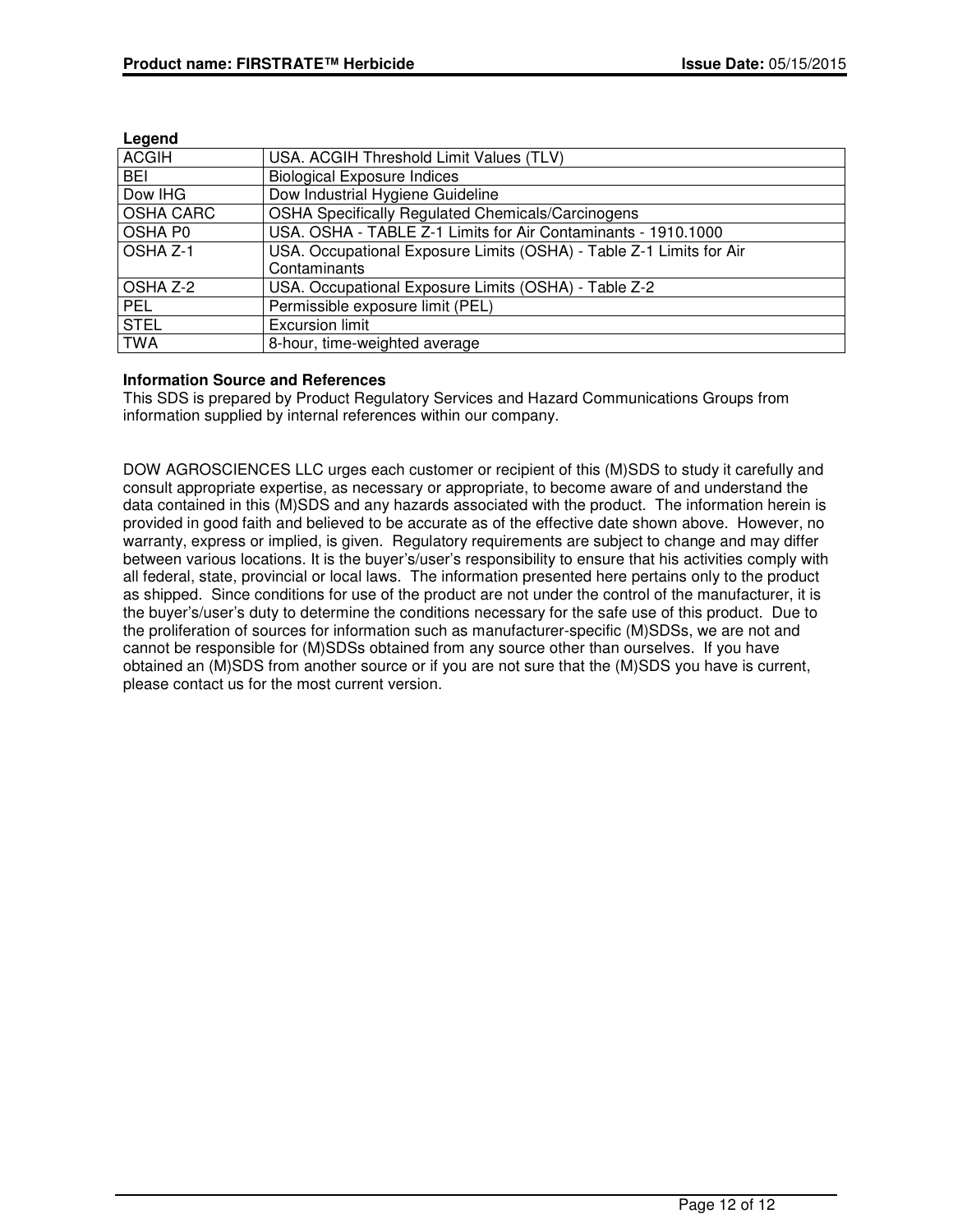**Legend**

| | |
|---|---|
| ACGIH | USA. ACGIH Threshold Limit Values (TLV) |
| BEI | Biological Exposure Indices |
| Dow IHG | Dow Industrial Hygiene Guideline |
| OSHA CARC | OSHA Specifically Regulated Chemicals/Carcinogens |
| OSHA P0 | USA. OSHA - TABLE Z-1 Limits for Air Contaminants - 1910.1000 |
| OSHA Z-1 | USA. Occupational Exposure Limits (OSHA) - Table Z-1 Limits for Air Contaminants |
| OSHA Z-2 | USA. Occupational Exposure Limits (OSHA) - Table Z-2 |
| PEL | Permissible exposure limit (PEL) |
| STEL | Excursion limit |
| TWA | 8-hour, time-weighted average |

**Information Source and References**

This SDS is prepared by Product Regulatory Services and Hazard Communications Groups from information supplied by internal references within our company.

DOW AGROSCIENCES LLC urges each customer or recipient of this (M)SDS to study it carefully and consult appropriate expertise, as necessary or appropriate, to become aware of and understand the data contained in this (M)SDS and any hazards associated with the product. The information herein is provided in good faith and believed to be accurate as of the effective date shown above. However, no warranty, express or implied, is given. Regulatory requirements are subject to change and may differ between various locations. It is the buyer's/user's responsibility to ensure that his activities comply with all federal, state, provincial or local laws. The information presented here pertains only to the product as shipped. Since conditions for use of the product are not under the control of the manufacturer, it is the buyer's/user's duty to determine the conditions necessary for the safe use of this product. Due to the proliferation of sources for information such as manufacturer-specific (M)SDSs, we are not and cannot be responsible for (M)SDSs obtained from any source other than ourselves. If you have obtained an (M)SDS from another source or if you are not sure that the (M)SDS you have is current, please contact us for the most current version.